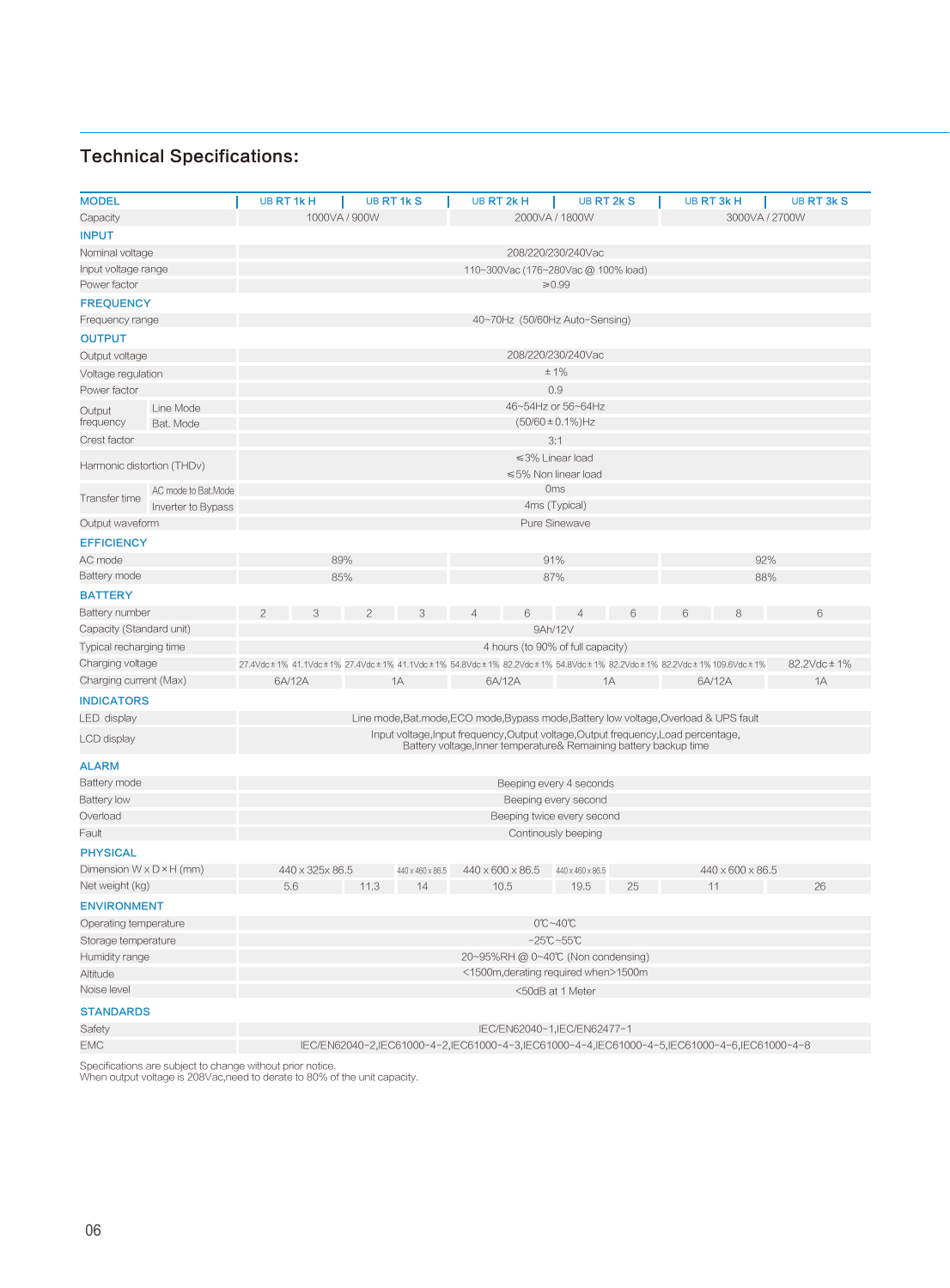## Technical Specifications:

| MODEL | | UB RT 1k H | UB RT 1k S | UB RT 2k H | UB RT 2k S | UB RT 3k H | UB RT 3k S |
|---|---|---|---|---|---|---|---|
| Capacity | | 1000VA / 900W | | 2000VA / 1800W | | 3000VA / 2700W | |
| **INPUT** | | | | | | | |
| Nominal voltage | | 208/220/230/240Vac | | | | | |
| Input voltage range | | 110~300Vac (176~280Vac @ 100% load) | | | | | |
| Power factor | | ≥0.99 | | | | | |
| **FREQUENCY** | | | | | | | |
| Frequency range | | 40~70Hz (50/60Hz Auto-Sensing) | | | | | |
| **OUTPUT** | | | | | | | |
| Output voltage | | 208/220/230/240Vac | | | | | |
| Voltage regulation | | ±1% | | | | | |
| Power factor | | 0.9 | | | | | |
| Output frequency | Line Mode | 46~54Hz or 56~64Hz | | | | | |
| | Bat. Mode | (50/60±0.1%)Hz | | | | | |
| Crest factor | | 3:1 | | | | | |
| Harmonic distortion (THDv) | | ≤3% Linear load<br>≤5% Non linear load | | | | | |
| Transfer time | AC mode to Bat.Mode | 0ms | | | | | |
| | Inverter to Bypass | 4ms (Typical) | | | | | |
| Output waveform | | Pure Sinewave | | | | | |
| **EFFICIENCY** | | | | | | | |
| AC mode | | 89% | | 91% | | 92% | |
| Battery mode | | 85% | | 87% | | 88% | |
| **BATTERY** | | | | | | | |
| Battery number | | 2 / 3 | 2 / 3 | 4 / 6 | 4 / 6 | 6 / 8 | 6 |
| Capacity (Standard unit) | | 9Ah/12V | | | | | |
| Typical recharging time | | 4 hours (to 90% of full capacity) | | | | | |
| Charging voltage | | 27.4Vdc±1% / 41.1Vdc±1% | 27.4Vdc±1% / 41.1Vdc±1% | 54.8Vdc±1% / 82.2Vdc±1% | 54.8Vdc±1% / 82.2Vdc±1% | 82.2Vdc±1% / 109.6Vdc±1% | 82.2Vdc±1% |
| Charging current (Max) | | 6A/12A | 1A | 6A/12A | 1A | 6A/12A | 1A |
| **INDICATORS** | | | | | | | |
| LED display | | Line mode,Bat.mode,ECO mode,Bypass mode,Battery low voltage,Overload & UPS fault | | | | | |
| LCD display | | Input voltage,Input frequency,Output voltage,Output frequency,Load percentage, Battery voltage,Inner temperature& Remaining battery backup time | | | | | |
| **ALARM** | | | | | | | |
| Battery mode | | Beeping every 4 seconds | | | | | |
| Battery low | | Beeping every second | | | | | |
| Overload | | Beeping twice every second | | | | | |
| Fault | | Continously beeping | | | | | |
| **PHYSICAL** | | | | | | | |
| Dimension W x D × H (mm) | | 440 x 325x 86.5 | 440 x 325x 86.5 / 440 x 460 x 86.5 | 440 x 600 x 86.5 | 440 x 600 x 86.5 / 440 x 460 x 86.5 | 440 x 600 x 86.5 | |
| Net weight (kg) | | 5.6 | 11.3 / 14 | 10.5 | 19.5 / 25 | 11 | 26 |
| **ENVIRONMENT** | | | | | | | |
| Operating temperature | | 0℃~40℃ | | | | | |
| Storage temperature | | -25℃~55℃ | | | | | |
| Humidity range | | 20~95%RH @ 0~40℃ (Non condensing) | | | | | |
| Altitude | | <1500m,derating required when>1500m | | | | | |
| Noise level | | <50dB at 1 Meter | | | | | |
| **STANDARDS** | | | | | | | |
| Safety | | IEC/EN62040-1,IEC/EN62477-1 | | | | | |
| EMC | | IEC/EN62040-2,IEC61000-4-2,IEC61000-4-3,IEC61000-4-4,IEC61000-4-5,IEC61000-4-6,IEC61000-4-8 | | | | | |

Specifications are subject to change without prior notice.
When output voltage is 208Vac,need to derate to 80% of the unit capacity.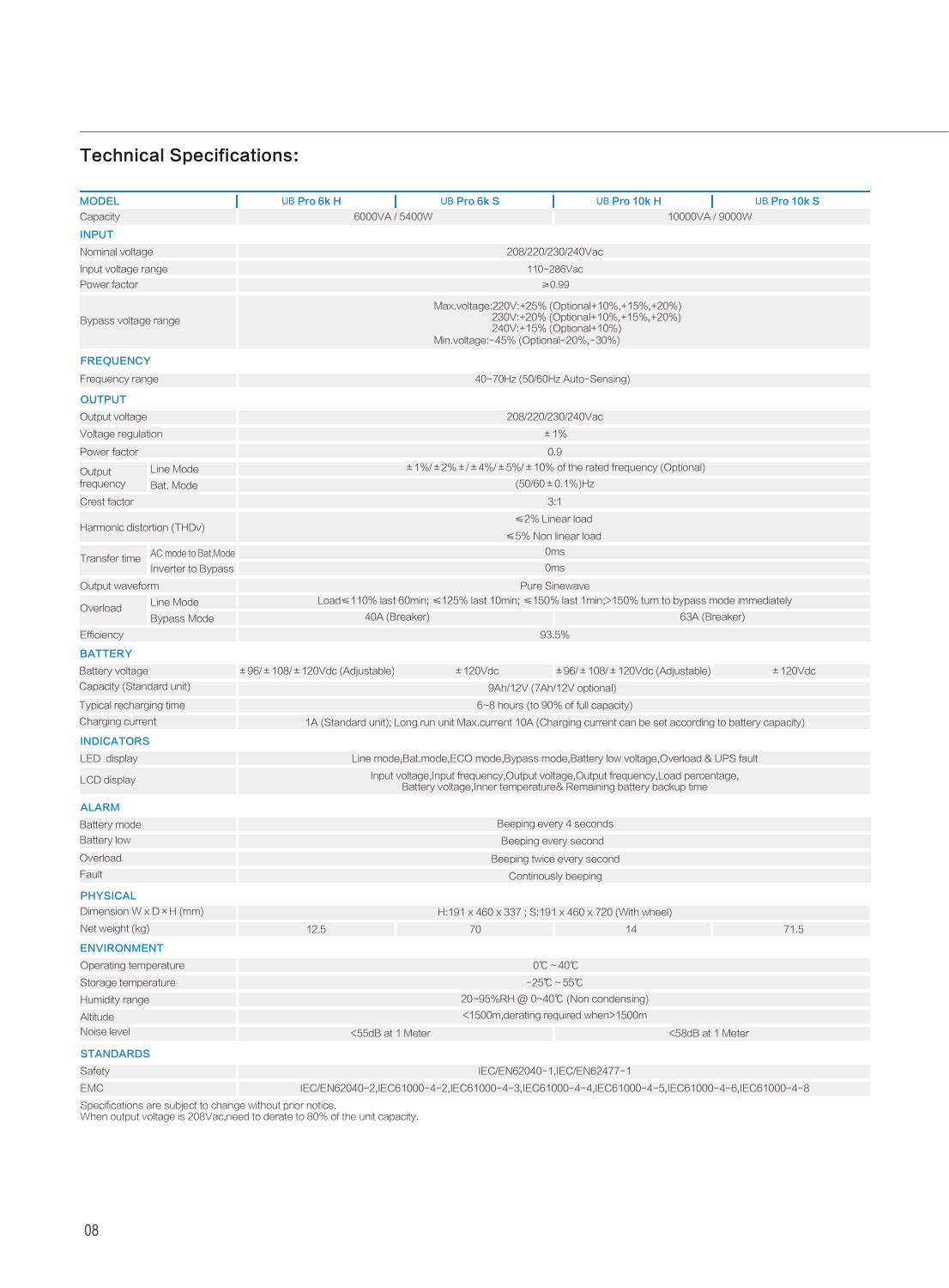## Technical Specifications:

| MODEL | | UB Pro 6k H | UB Pro 6k S | UB Pro 10k H | UB Pro 10k S |
|---|---|---|---|---|---|
| Capacity | | 6000VA / 5400W | | 10000VA / 9000W | |
| **INPUT** | | | | | |
| Nominal voltage | | 208/220/230/240Vac | | | |
| Input voltage range | | 110~286Vac | | | |
| Power factor | | ≥0.99 | | | |
| Bypass voltage range | | Max.voltage:220V:+25% (Optional+10%,+15%,+20%) 230V:+20% (Optional+10%,+15%,+20%) 240V:+15% (Optional+10%) Min.voltage:-45% (Optional-20%,-30%) | | | |
| **FREQUENCY** | | | | | |
| Frequency range | | 40~70Hz (50/60Hz Auto-Sensing) | | | |
| **OUTPUT** | | | | | |
| Output voltage | | 208/220/230/240Vac | | | |
| Voltage regulation | | ±1% | | | |
| Power factor | | 0.9 | | | |
| Output frequency | Line Mode | ±1%/±2%±/±4%/±5%/±10% of the rated frequency (Optional) | | | |
| | Bat. Mode | (50/60±0.1%)Hz | | | |
| Crest factor | | 3:1 | | | |
| Harmonic distortion (THDv) | | ≤2% Linear load ≤5% Non linear load | | | |
| Transfer time | AC mode to Bat.Mode | 0ms | | | |
| | Inverter to Bypass | 0ms | | | |
| Output waveform | | Pure Sinewave | | | |
| Overload | Line Mode | Load≤110% last 60min; ≤125% last 10min; ≤150% last 1min;>150% turn to bypass mode immediately | | | |
| | Bypass Mode | 40A (Breaker) | | 63A (Breaker) | |
| Efficiency | | 93.5% | | | |
| **BATTERY** | | | | | |
| Battery voltage | | ±96/±108/±120Vdc (Adjustable) | ±120Vdc | ±96/±108/±120Vdc (Adjustable) | ±120Vdc |
| Capacity (Standard unit) | | 9Ah/12V (7Ah/12V optional) | | | |
| Typical recharging time | | 6~8 hours (to 90% of full capacity) | | | |
| Charging current | | 1A (Standard unit); Long run unit Max.current 10A (Charging current can be set according to battery capacity) | | | |
| **INDICATORS** | | | | | |
| LED display | | Line mode,Bat.mode,ECO mode,Bypass mode,Battery low voltage,Overload & UPS fault | | | |
| LCD display | | Input voltage,Input frequency,Output voltage,Output frequency,Load percentage, Battery voltage,Inner temperature& Remaining battery backup time | | | |
| **ALARM** | | | | | |
| Battery mode | | Beeping every 4 seconds | | | |
| Battery low | | Beeping every second | | | |
| Overload | | Beeping twice every second | | | |
| Fault | | Continously beeping | | | |
| **PHYSICAL** | | | | | |
| Dimension W x D × H (mm) | | H:191 x 460 x 337 ; S:191 x 460 x 720 (With wheel) | | | |
| Net weight (kg) | | 12.5 | 70 | 14 | 71.5 |
| **ENVIRONMENT** | | | | | |
| Operating temperature | | 0℃~40℃ | | | |
| Storage temperature | | -25℃~55℃ | | | |
| Humidity range | | 20~95%RH @ 0~40℃ (Non condensing) | | | |
| Altitude | | <1500m,derating required when>1500m | | | |
| Noise level | | <55dB at 1 Meter | | <58dB at 1 Meter | |
| **STANDARDS** | | | | | |
| Safety | | IEC/EN62040-1,IEC/EN62477-1 | | | |
| EMC | | IEC/EN62040-2,IEC61000-4-2,IEC61000-4-3,IEC61000-4-4,IEC61000-4-5,IEC61000-4-6,IEC61000-4-8 | | | |

Specifications are subject to change without prior notice.
When output voltage is 208Vac,need to derate to 80% of the unit capacity.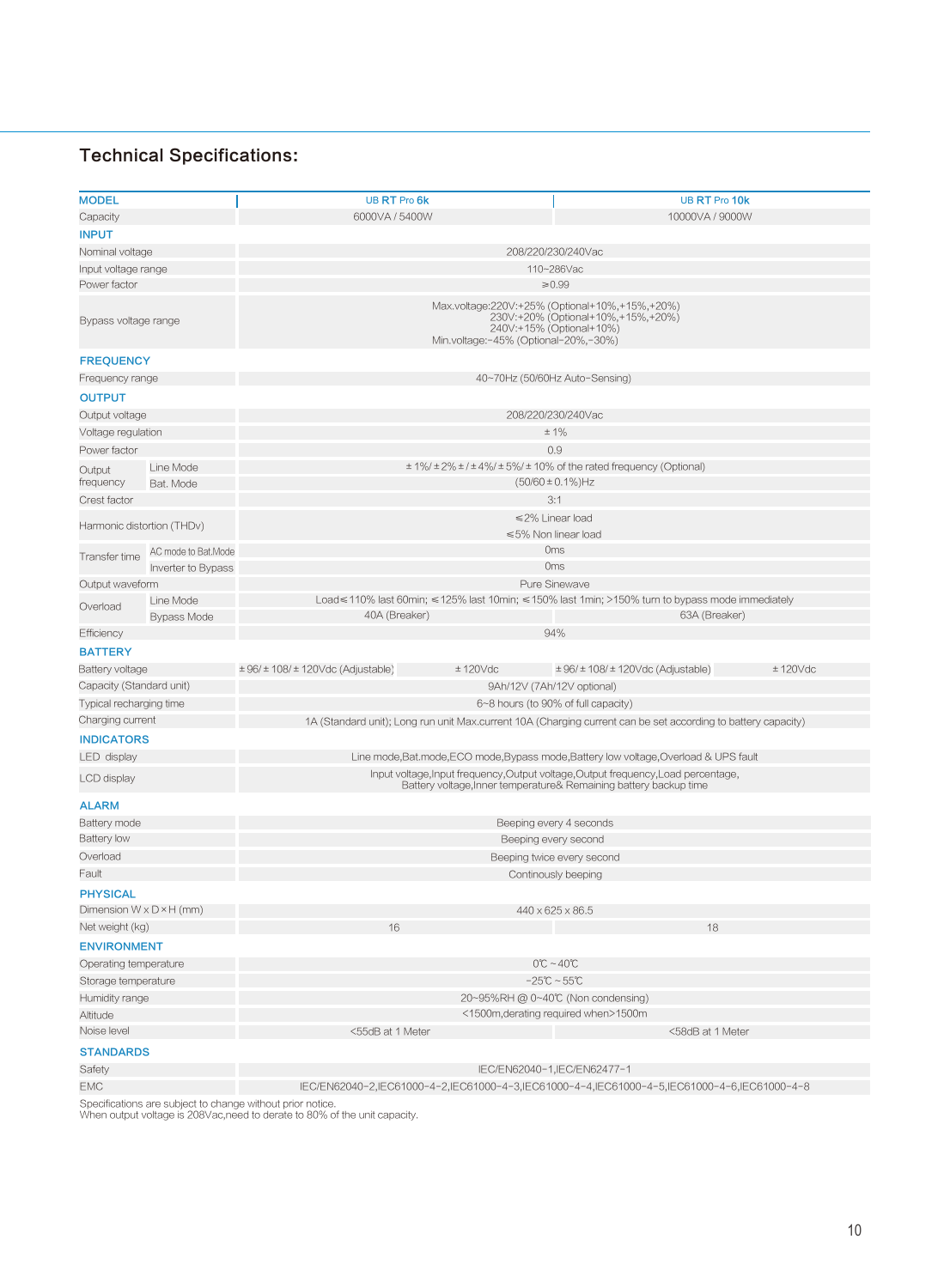## Technical Specifications:

| MODEL | | UB RT Pro 6k | UB RT Pro 10k |
|---|---|---|---|
| Capacity | | 6000VA / 5400W | 10000VA / 9000W |
| **INPUT** | | | |
| Nominal voltage | | 208/220/230/240Vac | |
| Input voltage range | | 110~286Vac | |
| Power factor | | ≥0.99 | |
| Bypass voltage range | | Max.voltage:220V:+25% (Optional+10%,+15%,+20%) 230V:+20% (Optional+10%,+15%,+20%) 240V:+15% (Optional+10%) Min.voltage:-45% (Optional-20%,-30%) | |
| **FREQUENCY** | | | |
| Frequency range | | 40~70Hz (50/60Hz Auto-Sensing) | |
| **OUTPUT** | | | |
| Output voltage | | 208/220/230/240Vac | |
| Voltage regulation | | ±1% | |
| Power factor | | 0.9 | |
| Output frequency | Line Mode | ±1%/±2%±/±4%/±5%/±10% of the rated frequency (Optional) | |
| | Bat. Mode | (50/60±0.1%)Hz | |
| Crest factor | | 3:1 | |
| Harmonic distortion (THDv) | | ≤2% Linear load ≤5% Non linear load | |
| Transfer time | AC mode to Bat.Mode | 0ms | |
| | Inverter to Bypass | 0ms | |
| Output waveform | | Pure Sinewave | |
| Overload | Line Mode | Load≤110% last 60min; ≤125% last 10min; ≤150% last 1min; >150% turn to bypass mode immediately | |
| | Bypass Mode | 40A (Breaker) | 63A (Breaker) |
| Efficiency | | 94% | |
| **BATTERY** | | | |
| Battery voltage | | ±96/±108/±120Vdc (Adjustable) ±120Vdc | ±96/±108/±120Vdc (Adjustable) ±120Vdc |
| Capacity (Standard unit) | | 9Ah/12V (7Ah/12V optional) | |
| Typical recharging time | | 6~8 hours (to 90% of full capacity) | |
| Charging current | | 1A (Standard unit); Long run unit Max.current 10A (Charging current can be set according to battery capacity) | |
| **INDICATORS** | | | |
| LED display | | Line mode,Bat.mode,ECO mode,Bypass mode,Battery low voltage,Overload & UPS fault | |
| LCD display | | Input voltage,Input frequency,Output voltage,Output frequency,Load percentage, Battery voltage,Inner temperature& Remaining battery backup time | |
| **ALARM** | | | |
| Battery mode | | Beeping every 4 seconds | |
| Battery low | | Beeping every second | |
| Overload | | Beeping twice every second | |
| Fault | | Continously beeping | |
| **PHYSICAL** | | | |
| Dimension W x D×H (mm) | | 440 x 625 x 86.5 | |
| Net weight (kg) | | 16 | 18 |
| **ENVIRONMENT** | | | |
| Operating temperature | | 0℃ ~ 40℃ | |
| Storage temperature | | -25℃ ~ 55℃ | |
| Humidity range | | 20~95%RH @ 0~40℃ (Non condensing) | |
| Altitude | | <1500m,derating required when>1500m | |
| Noise level | | <55dB at 1 Meter | <58dB at 1 Meter |
| **STANDARDS** | | | |
| Safety | | IEC/EN62040-1,IEC/EN62477-1 | |
| EMC | | IEC/EN62040-2,IEC61000-4-2,IEC61000-4-3,IEC61000-4-4,IEC61000-4-5,IEC61000-4-6,IEC61000-4-8 | |

Specifications are subject to change without prior notice.
When output voltage is 208Vac,need to derate to 80% of the unit capacity.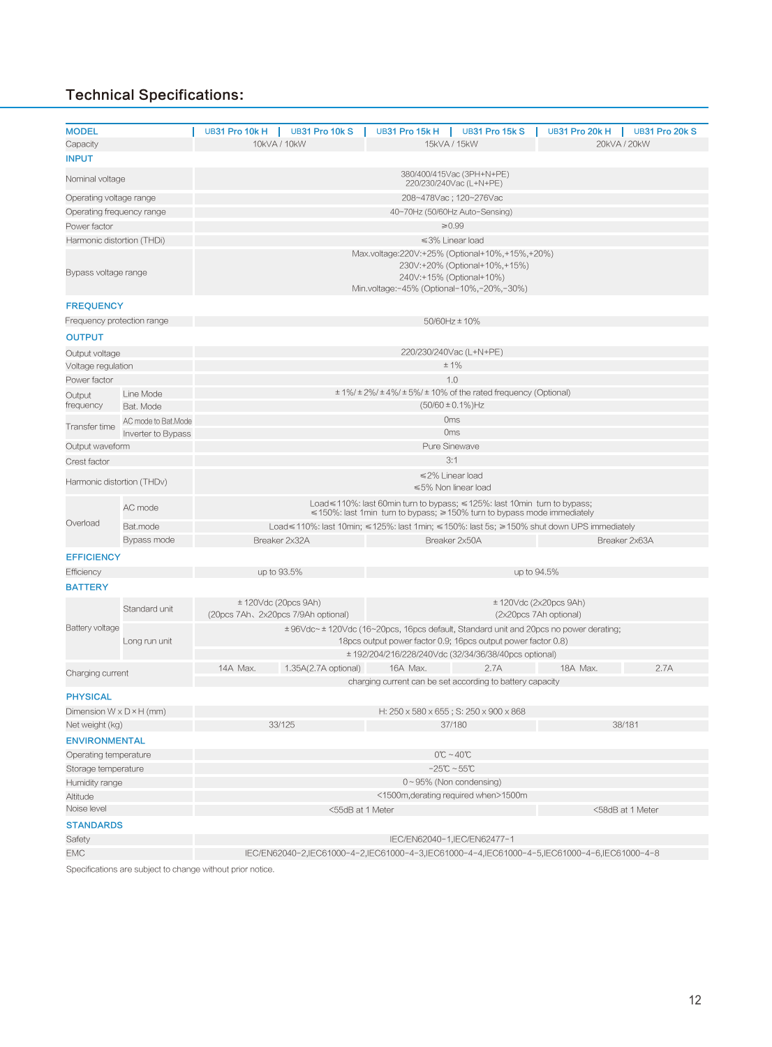## Technical Specifications:

| MODEL | | UB31 Pro 10k H | UB31 Pro 10k S | UB31 Pro 15k H | UB31 Pro 15k S | UB31 Pro 20k H | UB31 Pro 20k S |
|---|---|---|---|---|---|---|---|
| Capacity | | 10kVA / 10kW | | 15kVA / 15kW | | 20kVA / 20kW | |
| **INPUT** | | | | | | | |
| Nominal voltage | | 380/400/415Vac (3PH+N+PE)<br>220/230/240Vac (L+N+PE) | | | | | |
| Operating voltage range | | 208~478Vac ; 120~276Vac | | | | | |
| Operating frequency range | | 40~70Hz (50/60Hz Auto-Sensing) | | | | | |
| Power factor | | ≥0.99 | | | | | |
| Harmonic distortion (THDi) | | ≤3% Linear load | | | | | |
| Bypass voltage range | | Max.voltage:220V:+25% (Optional+10%,+15%,+20%)<br>230V:+20% (Optional+10%,+15%)<br>240V:+15% (Optional+10%)<br>Min.voltage:-45% (Optional-10%,-20%,-30%) | | | | | |
| **FREQUENCY** | | | | | | | |
| Frequency protection range | | 50/60Hz ± 10% | | | | | |
| **OUTPUT** | | | | | | | |
| Output voltage | | 220/230/240Vac (L+N+PE) | | | | | |
| Voltage regulation | | ± 1% | | | | | |
| Power factor | | 1.0 | | | | | |
| Output frequency | Line Mode | ± 1%/ ± 2%/ ± 4%/ ± 5%/ ± 10% of the rated frequency (Optional) | | | | | |
| | Bat. Mode | (50/60 ± 0.1%)Hz | | | | | |
| Transfer time | AC mode to Bat.Mode | 0ms | | | | | |
| | Inverter to Bypass | 0ms | | | | | |
| Output waveform | | Pure Sinewave | | | | | |
| Crest factor | | 3:1 | | | | | |
| Harmonic distortion (THDv) | | ≤2% Linear load<br>≤5% Non linear load | | | | | |
| Overload | AC mode | Load≤110%: last 60min turn to bypass; ≤125%: last 10min turn to bypass;<br>≤150%: last 1min turn to bypass; ≥150% turn to bypass mode immediately | | | | | |
| | Bat.mode | Load≤110%: last 10min; ≤125%: last 1min; ≤150%: last 5s; ≥150% shut down UPS immediately | | | | | |
| | Bypass mode | Breaker 2x32A | | Breaker 2x50A | | Breaker 2x63A | |
| **EFFICIENCY** | | | | | | | |
| Efficiency | | up to 93.5% | | up to 94.5% | | | |
| **BATTERY** | | | | | | | |
| Battery voltage | Standard unit | ± 120Vdc (20pcs 9Ah)<br>(20pcs 7Ah、2x20pcs 7/9Ah optional) | | ± 120Vdc (2x20pcs 9Ah)<br>(2x20pcs 7Ah optional) | | | |
| | Long run unit | ± 96Vdc~ ± 120Vdc (16~20pcs, 16pcs default, Standard unit and 20pcs no power derating;<br>18pcs output power factor 0.9; 16pcs output power factor 0.8)<br>± 192/204/216/228/240Vdc (32/34/36/38/40pcs optional) | | | | | |
| Charging current | | 14A Max. | 1.35A(2.7A optional) | 16A Max. | 2.7A | 18A Max. | 2.7A |
| | | charging current can be set according to battery capacity | | | | | |
| **PHYSICAL** | | | | | | | |
| Dimension W x D × H (mm) | | H: 250 x 580 x 655 ; S: 250 x 900 x 868 | | | | | |
| Net weight (kg) | | 33/125 | | 37/180 | | 38/181 | |
| **ENVIRONMENTAL** | | | | | | | |
| Operating temperature | | 0℃ ~ 40℃ | | | | | |
| Storage temperature | | -25℃ ~ 55℃ | | | | | |
| Humidity range | | 0 ~ 95% (Non condensing) | | | | | |
| Altitude | | <1500m,derating required when>1500m | | | | | |
| Noise level | | <55dB at 1 Meter | | | | <58dB at 1 Meter | |
| **STANDARDS** | | | | | | | |
| Safety | | IEC/EN62040-1,IEC/EN62477-1 | | | | | |
| EMC | | IEC/EN62040-2,IEC61000-4-2,IEC61000-4-3,IEC61000-4-4,IEC61000-4-5,IEC61000-4-6,IEC61000-4-8 | | | | | |

Specifications are subject to change without prior notice.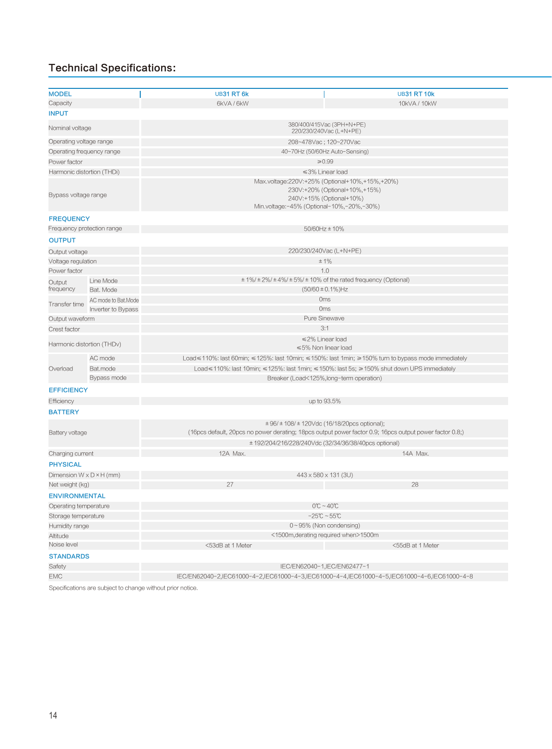## Technical Specifications:

| MODEL | | UB31 RT 6k | UB31 RT 10k |
|---|---|---|---|
| Capacity | | 6kVA / 6kW | 10kVA / 10kW |
| **INPUT** | | | |
| Nominal voltage | | 380/400/415Vac (3PH+N+PE)<br>220/230/240Vac (L+N+PE) | |
| Operating voltage range | | 208~478Vac ; 120~270Vac | |
| Operating frequency range | | 40~70Hz (50/60Hz Auto-Sensing) | |
| Power factor | | ≥0.99 | |
| Harmonic distortion (THDi) | | ≤3% Linear load | |
| Bypass voltage range | | Max.voltage:220V:+25% (Optional+10%,+15%,+20%)<br>230V:+20% (Optional+10%,+15%)<br>240V:+15% (Optional+10%)<br>Min.voltage:-45% (Optional-10%,-20%,-30%) | |
| **FREQUENCY** | | | |
| Frequency protection range | | 50/60Hz ± 10% | |
| **OUTPUT** | | | |
| Output voltage | | 220/230/240Vac (L+N+PE) | |
| Voltage regulation | | ± 1% | |
| Power factor | | 1.0 | |
| Output frequency | Line Mode | ± 1%/ ± 2%/ ± 4%/ ± 5%/ ± 10% of the rated frequency (Optional) | |
| | Bat. Mode | (50/60 ± 0.1%)Hz | |
| Transfer time | AC mode to Bat.Mode | 0ms | |
| | Inverter to Bypass | 0ms | |
| Output waveform | | Pure Sinewave | |
| Crest factor | | 3:1 | |
| Harmonic distortion (THDv) | | ≤2% Linear load<br>≤5% Non linear load | |
| Overload | AC mode | Load≤110%: last 60min; ≤125%: last 10min; ≤150%: last 1min; ≥150% turn to bypass mode immediately | |
| | Bat.mode | Load≤110%: last 10min; ≤125%: last 1min; ≤150%: last 5s; ≥150% shut down UPS immediately | |
| | Bypass mode | Breaker (Load<125%,long-term operation) | |
| **EFFICIENCY** | | | |
| Efficiency | | up to 93.5% | |
| **BATTERY** | | | |
| Battery voltage | | ± 96/ ± 108/ ± 120Vdc (16/18/20pcs optional);<br>(16pcs default, 20pcs no power derating; 18pcs output power factor 0.9; 16pcs output power factor 0.8;) | |
| | | ± 192/204/216/228/240Vdc (32/34/36/38/40pcs optional) | |
| Charging current | | 12A Max. | 14A Max. |
| **PHYSICAL** | | | |
| Dimension W x D × H (mm) | | 443 x 580 x 131 (3U) | |
| Net weight (kg) | | 27 | 28 |
| **ENVIRONMENTAL** | | | |
| Operating temperature | | 0℃ ~ 40℃ | |
| Storage temperature | | -25℃ ~ 55℃ | |
| Humidity range | | 0 ~ 95% (Non condensing) | |
| Altitude | | <1500m,derating required when>1500m | |
| Noise level | | <53dB at 1 Meter | <55dB at 1 Meter |
| **STANDARDS** | | | |
| Safety | | IEC/EN62040-1,IEC/EN62477-1 | |
| EMC | | IEC/EN62040-2,IEC61000-4-2,IEC61000-4-3,IEC61000-4-4,IEC61000-4-5,IEC61000-4-6,IEC61000-4-8 | |

Specifications are subject to change without prior notice.